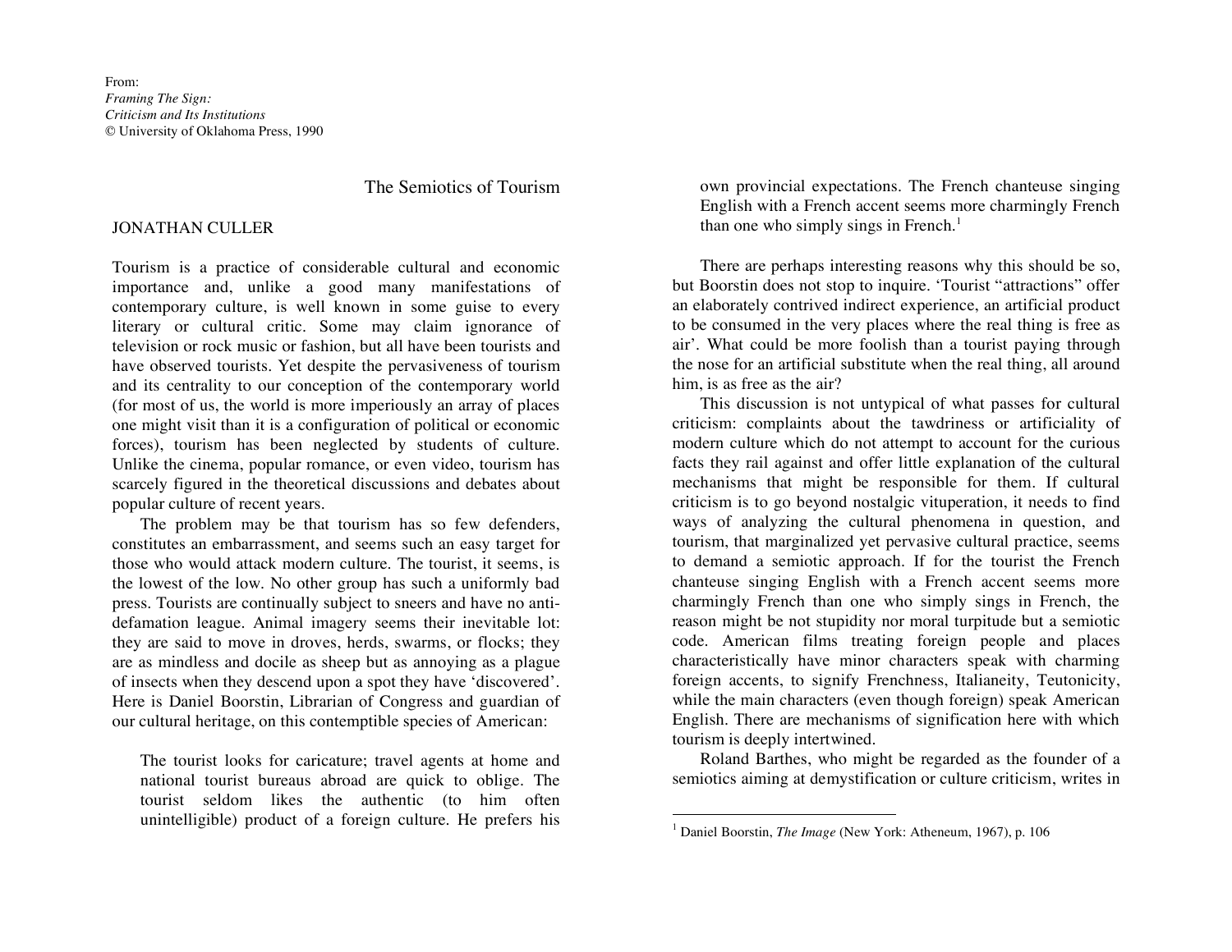From:
*Framing The Sign:*
*Criticism and Its Institutions*
© University of Oklahoma Press, 1990

# The Semiotics of Tourism

JONATHAN CULLER

Tourism is a practice of considerable cultural and economic importance and, unlike a good many manifestations of contemporary culture, is well known in some guise to every literary or cultural critic. Some may claim ignorance of television or rock music or fashion, but all have been tourists and have observed tourists. Yet despite the pervasiveness of tourism and its centrality to our conception of the contemporary world (for most of us, the world is more imperiously an array of places one might visit than it is a configuration of political or economic forces), tourism has been neglected by students of culture. Unlike the cinema, popular romance, or even video, tourism has scarcely figured in the theoretical discussions and debates about popular culture of recent years.

The problem may be that tourism has so few defenders, constitutes an embarrassment, and seems such an easy target for those who would attack modern culture. The tourist, it seems, is the lowest of the low. No other group has such a uniformly bad press. Tourists are continually subject to sneers and have no anti-defamation league. Animal imagery seems their inevitable lot: they are said to move in droves, herds, swarms, or flocks; they are as mindless and docile as sheep but as annoying as a plague of insects when they descend upon a spot they have 'discovered'. Here is Daniel Boorstin, Librarian of Congress and guardian of our cultural heritage, on this contemptible species of American:

> The tourist looks for caricature; travel agents at home and national tourist bureaus abroad are quick to oblige. The tourist seldom likes the authentic (to him often unintelligible) product of a foreign culture. He prefers his own provincial expectations. The French chanteuse singing English with a French accent seems more charmingly French than one who simply sings in French.[1]

There are perhaps interesting reasons why this should be so, but Boorstin does not stop to inquire. 'Tourist "attractions" offer an elaborately contrived indirect experience, an artificial product to be consumed in the very places where the real thing is free as air'. What could be more foolish than a tourist paying through the nose for an artificial substitute when the real thing, all around him, is as free as the air?

This discussion is not untypical of what passes for cultural criticism: complaints about the tawdriness or artificiality of modern culture which do not attempt to account for the curious facts they rail against and offer little explanation of the cultural mechanisms that might be responsible for them. If cultural criticism is to go beyond nostalgic vituperation, it needs to find ways of analyzing the cultural phenomena in question, and tourism, that marginalized yet pervasive cultural practice, seems to demand a semiotic approach. If for the tourist the French chanteuse singing English with a French accent seems more charmingly French than one who simply sings in French, the reason might be not stupidity nor moral turpitude but a semiotic code. American films treating foreign people and places characteristically have minor characters speak with charming foreign accents, to signify Frenchness, Italianeity, Teutonicity, while the main characters (even though foreign) speak American English. There are mechanisms of signification here with which tourism is deeply intertwined.

Roland Barthes, who might be regarded as the founder of a semiotics aiming at demystification or culture criticism, writes in

---

[1] Daniel Boorstin, *The Image* (New York: Atheneum, 1967), p. 106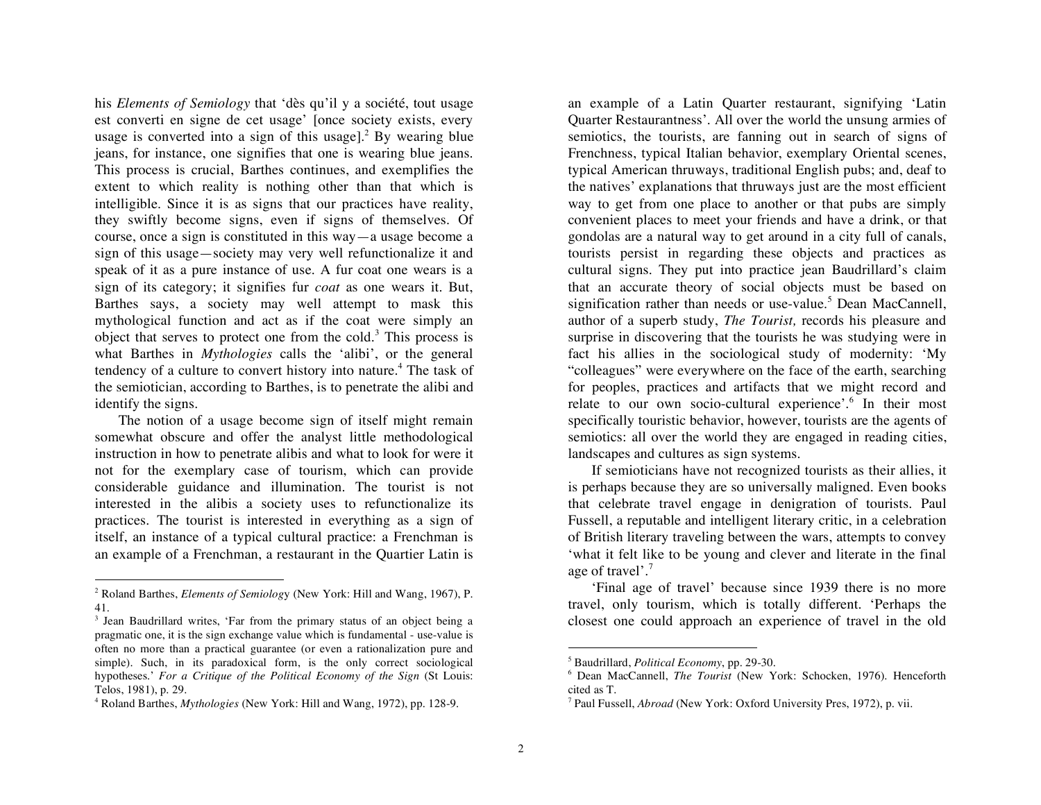his *Elements of Semiology* that 'dès qu'il y a société, tout usage est converti en signe de cet usage' [once society exists, every usage is converted into a sign of this usage].[2] By wearing blue jeans, for instance, one signifies that one is wearing blue jeans. This process is crucial, Barthes continues, and exemplifies the extent to which reality is nothing other than that which is intelligible. Since it is as signs that our practices have reality, they swiftly become signs, even if signs of themselves. Of course, once a sign is constituted in this way—a usage become a sign of this usage—society may very well refunctionalize it and speak of it as a pure instance of use. A fur coat one wears is a sign of its category; it signifies fur *coat* as one wears it. But, Barthes says, a society may well attempt to mask this mythological function and act as if the coat were simply an object that serves to protect one from the cold.[3] This process is what Barthes in *Mythologies* calls the 'alibi', or the general tendency of a culture to convert history into nature.[4] The task of the semiotician, according to Barthes, is to penetrate the alibi and identify the signs.

The notion of a usage become sign of itself might remain somewhat obscure and offer the analyst little methodological instruction in how to penetrate alibis and what to look for were it not for the exemplary case of tourism, which can provide considerable guidance and illumination. The tourist is not interested in the alibis a society uses to refunctionalize its practices. The tourist is interested in everything as a sign of itself, an instance of a typical cultural practice: a Frenchman is an example of a Frenchman, a restaurant in the Quartier Latin is an example of a Latin Quarter restaurant, signifying 'Latin Quarter Restaurantness'. All over the world the unsung armies of semiotics, the tourists, are fanning out in search of signs of Frenchness, typical Italian behavior, exemplary Oriental scenes, typical American thruways, traditional English pubs; and, deaf to the natives' explanations that thruways just are the most efficient way to get from one place to another or that pubs are simply convenient places to meet your friends and have a drink, or that gondolas are a natural way to get around in a city full of canals, tourists persist in regarding these objects and practices as cultural signs. They put into practice jean Baudrillard's claim that an accurate theory of social objects must be based on signification rather than needs or use-value.[5] Dean MacCannell, author of a superb study, *The Tourist,* records his pleasure and surprise in discovering that the tourists he was studying were in fact his allies in the sociological study of modernity: 'My "colleagues" were everywhere on the face of the earth, searching for peoples, practices and artifacts that we might record and relate to our own socio-cultural experience'.[6] In their most specifically touristic behavior, however, tourists are the agents of semiotics: all over the world they are engaged in reading cities, landscapes and cultures as sign systems.

If semioticians have not recognized tourists as their allies, it is perhaps because they are so universally maligned. Even books that celebrate travel engage in denigration of tourists. Paul Fussell, a reputable and intelligent literary critic, in a celebration of British literary traveling between the wars, attempts to convey 'what it felt like to be young and clever and literate in the final age of travel'.[7]

'Final age of travel' because since 1939 there is no more travel, only tourism, which is totally different. 'Perhaps the closest one could approach an experience of travel in the old

---

[2] Roland Barthes, *Elements of Semiology* (New York: Hill and Wang, 1967), P. 41.

[3] Jean Baudrillard writes, 'Far from the primary status of an object being a pragmatic one, it is the sign exchange value which is fundamental - use-value is often no more than a practical guarantee (or even a rationalization pure and simple). Such, in its paradoxical form, is the only correct sociological hypotheses.' *For a Critique of the Political Economy of the Sign* (St Louis: Telos, 1981), p. 29.

[4] Roland Barthes, *Mythologies* (New York: Hill and Wang, 1972), pp. 128-9.

[5] Baudrillard, *Political Economy*, pp. 29-30.

[6] Dean MacCannell, *The Tourist* (New York: Schocken, 1976). Henceforth cited as T.

[7] Paul Fussell, *Abroad* (New York: Oxford University Pres, 1972), p. vii.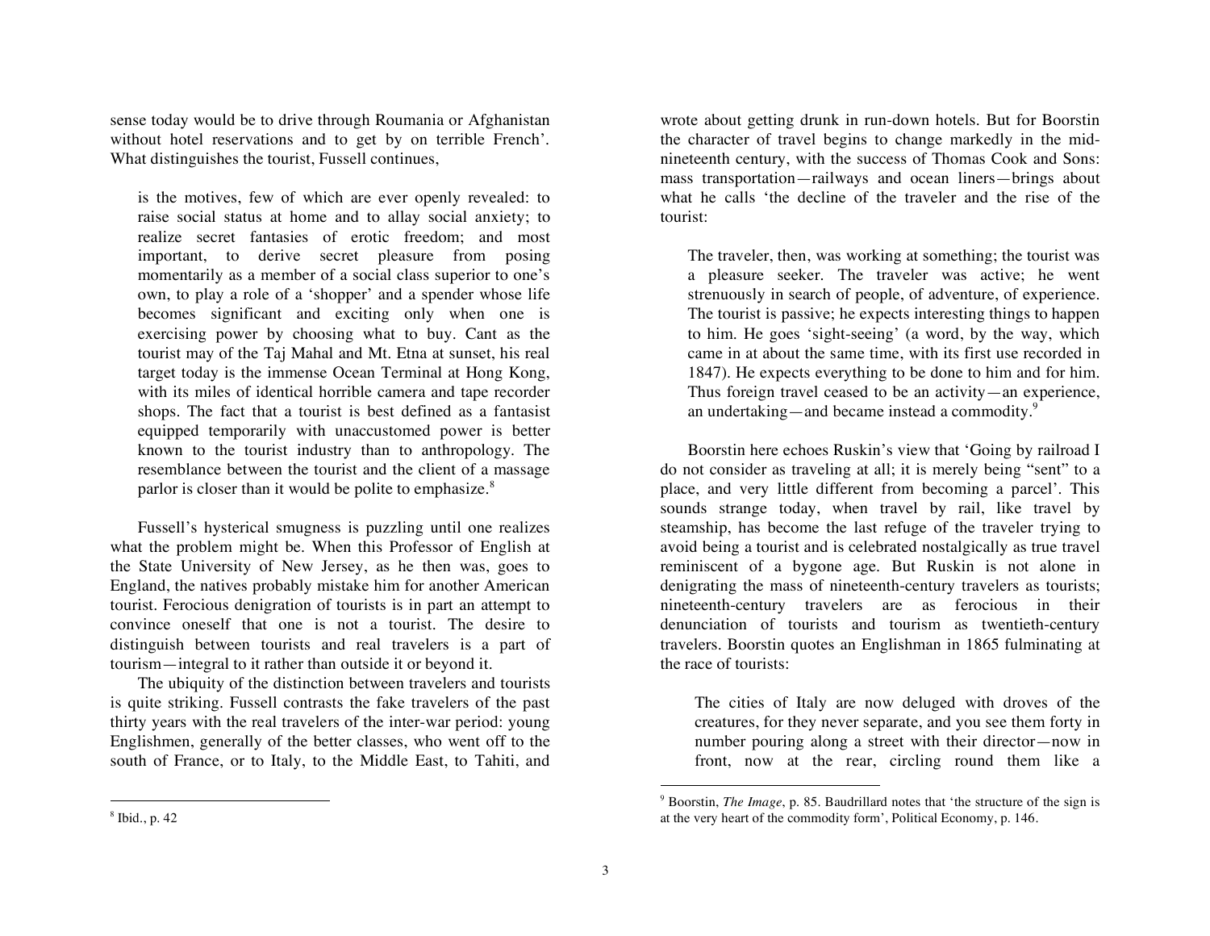sense today would be to drive through Roumania or Afghanistan without hotel reservations and to get by on terrible French'. What distinguishes the tourist, Fussell continues,

> is the motives, few of which are ever openly revealed: to raise social status at home and to allay social anxiety; to realize secret fantasies of erotic freedom; and most important, to derive secret pleasure from posing momentarily as a member of a social class superior to one's own, to play a role of a 'shopper' and a spender whose life becomes significant and exciting only when one is exercising power by choosing what to buy. Cant as the tourist may of the Taj Mahal and Mt. Etna at sunset, his real target today is the immense Ocean Terminal at Hong Kong, with its miles of identical horrible camera and tape recorder shops. The fact that a tourist is best defined as a fantasist equipped temporarily with unaccustomed power is better known to the tourist industry than to anthropology. The resemblance between the tourist and the client of a massage parlor is closer than it would be polite to emphasize.[8]

Fussell's hysterical smugness is puzzling until one realizes what the problem might be. When this Professor of English at the State University of New Jersey, as he then was, goes to England, the natives probably mistake him for another American tourist. Ferocious denigration of tourists is in part an attempt to convince oneself that one is not a tourist. The desire to distinguish between tourists and real travelers is a part of tourism—integral to it rather than outside it or beyond it.

The ubiquity of the distinction between travelers and tourists is quite striking. Fussell contrasts the fake travelers of the past thirty years with the real travelers of the inter-war period: young Englishmen, generally of the better classes, who went off to the south of France, or to Italy, to the Middle East, to Tahiti, and wrote about getting drunk in run-down hotels. But for Boorstin the character of travel begins to change markedly in the mid-nineteenth century, with the success of Thomas Cook and Sons: mass transportation—railways and ocean liners—brings about what he calls 'the decline of the traveler and the rise of the tourist:

> The traveler, then, was working at something; the tourist was a pleasure seeker. The traveler was active; he went strenuously in search of people, of adventure, of experience. The tourist is passive; he expects interesting things to happen to him. He goes 'sight-seeing' (a word, by the way, which came in at about the same time, with its first use recorded in 1847). He expects everything to be done to him and for him. Thus foreign travel ceased to be an activity—an experience, an undertaking—and became instead a commodity.[9]

Boorstin here echoes Ruskin's view that 'Going by railroad I do not consider as traveling at all; it is merely being "sent" to a place, and very little different from becoming a parcel'. This sounds strange today, when travel by rail, like travel by steamship, has become the last refuge of the traveler trying to avoid being a tourist and is celebrated nostalgically as true travel reminiscent of a bygone age. But Ruskin is not alone in denigrating the mass of nineteenth-century travelers as tourists; nineteenth-century travelers are as ferocious in their denunciation of tourists and tourism as twentieth-century travelers. Boorstin quotes an Englishman in 1865 fulminating at the race of tourists:

> The cities of Italy are now deluged with droves of the creatures, for they never separate, and you see them forty in number pouring along a street with their director—now in front, now at the rear, circling round them like a

---

[8] Ibid., p. 42

[9] Boorstin, *The Image*, p. 85. Baudrillard notes that 'the structure of the sign is at the very heart of the commodity form', Political Economy, p. 146.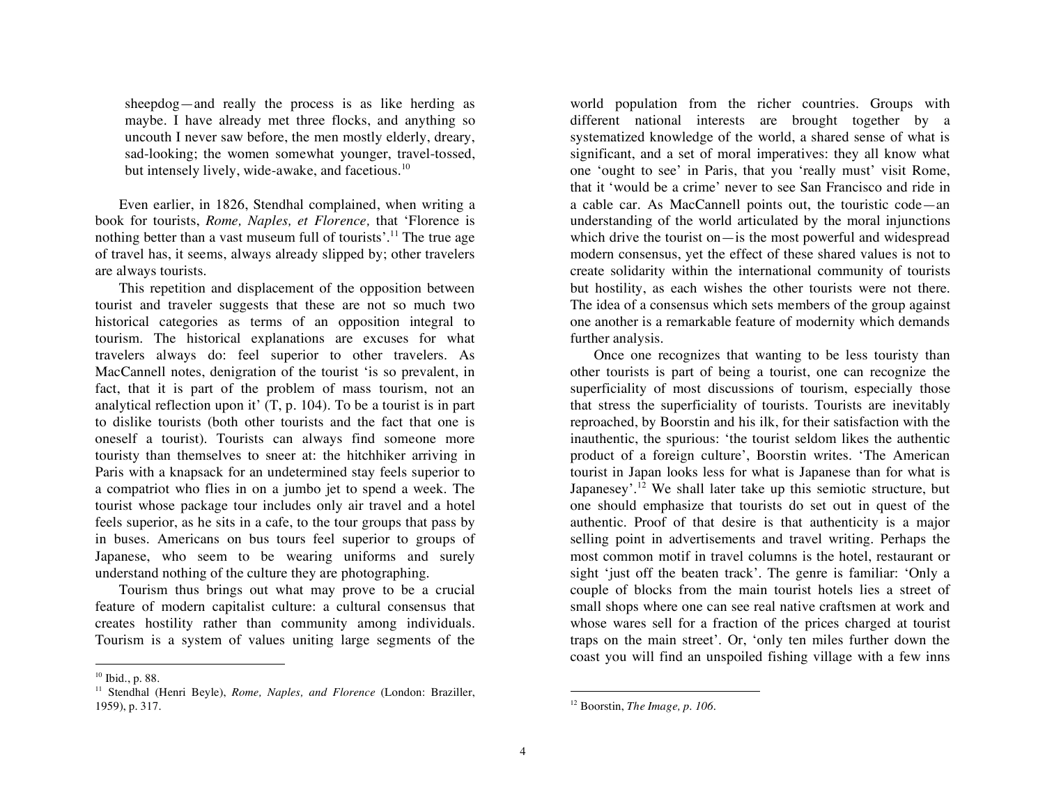> sheepdog—and really the process is as like herding as maybe. I have already met three flocks, and anything so uncouth I never saw before, the men mostly elderly, dreary, sad-looking; the women somewhat younger, travel-tossed, but intensely lively, wide-awake, and facetious.[10]

Even earlier, in 1826, Stendhal complained, when writing a book for tourists, *Rome, Naples, et Florence,* that 'Florence is nothing better than a vast museum full of tourists'.[11] The true age of travel has, it seems, always already slipped by; other travelers are always tourists.

This repetition and displacement of the opposition between tourist and traveler suggests that these are not so much two historical categories as terms of an opposition integral to tourism. The historical explanations are excuses for what travelers always do: feel superior to other travelers. As MacCannell notes, denigration of the tourist 'is so prevalent, in fact, that it is part of the problem of mass tourism, not an analytical reflection upon it' (T, p. 104). To be a tourist is in part to dislike tourists (both other tourists and the fact that one is oneself a tourist). Tourists can always find someone more touristy than themselves to sneer at: the hitchhiker arriving in Paris with a knapsack for an undetermined stay feels superior to a compatriot who flies in on a jumbo jet to spend a week. The tourist whose package tour includes only air travel and a hotel feels superior, as he sits in a cafe, to the tour groups that pass by in buses. Americans on bus tours feel superior to groups of Japanese, who seem to be wearing uniforms and surely understand nothing of the culture they are photographing.

Tourism thus brings out what may prove to be a crucial feature of modern capitalist culture: a cultural consensus that creates hostility rather than community among individuals. Tourism is a system of values uniting large segments of the world population from the richer countries. Groups with different national interests are brought together by a systematized knowledge of the world, a shared sense of what is significant, and a set of moral imperatives: they all know what one 'ought to see' in Paris, that you 'really must' visit Rome, that it 'would be a crime' never to see San Francisco and ride in a cable car. As MacCannell points out, the touristic code—an understanding of the world articulated by the moral injunctions which drive the tourist on—is the most powerful and widespread modern consensus, yet the effect of these shared values is not to create solidarity within the international community of tourists but hostility, as each wishes the other tourists were not there. The idea of a consensus which sets members of the group against one another is a remarkable feature of modernity which demands further analysis.

Once one recognizes that wanting to be less touristy than other tourists is part of being a tourist, one can recognize the superficiality of most discussions of tourism, especially those that stress the superficiality of tourists. Tourists are inevitably reproached, by Boorstin and his ilk, for their satisfaction with the inauthentic, the spurious: 'the tourist seldom likes the authentic product of a foreign culture', Boorstin writes. 'The American tourist in Japan looks less for what is Japanese than for what is Japanesey'.[12] We shall later take up this semiotic structure, but one should emphasize that tourists do set out in quest of the authentic. Proof of that desire is that authenticity is a major selling point in advertisements and travel writing. Perhaps the most common motif in travel columns is the hotel, restaurant or sight 'just off the beaten track'. The genre is familiar: 'Only a couple of blocks from the main tourist hotels lies a street of small shops where one can see real native craftsmen at work and whose wares sell for a fraction of the prices charged at tourist traps on the main street'. Or, 'only ten miles further down the coast you will find an unspoiled fishing village with a few inns

---

[10] Ibid., p. 88.

[11] Stendhal (Henri Beyle), *Rome, Naples, and Florence* (London: Braziller, 1959), p. 317.

[12] Boorstin, *The Image, p. 106.*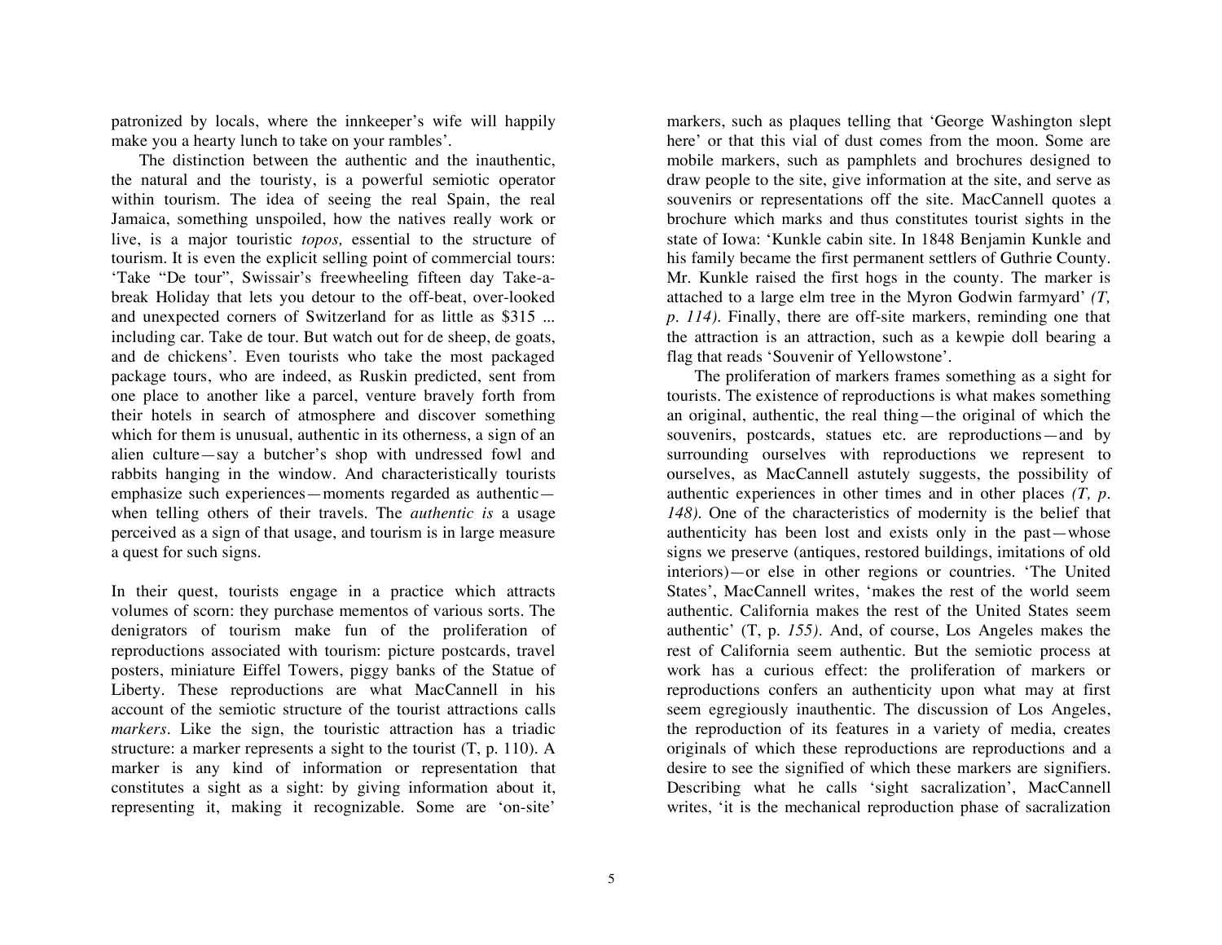patronized by locals, where the innkeeper's wife will happily make you a hearty lunch to take on your rambles'.

The distinction between the authentic and the inauthentic, the natural and the touristy, is a powerful semiotic operator within tourism. The idea of seeing the real Spain, the real Jamaica, something unspoiled, how the natives really work or live, is a major touristic *topos,* essential to the structure of tourism. It is even the explicit selling point of commercial tours: 'Take "De tour", Swissair's freewheeling fifteen day Take-a-break Holiday that lets you detour to the off-beat, over-looked and unexpected corners of Switzerland for as little as $315 ... including car. Take de tour. But watch out for de sheep, de goats, and de chickens'. Even tourists who take the most packaged package tours, who are indeed, as Ruskin predicted, sent from one place to another like a parcel, venture bravely forth from their hotels in search of atmosphere and discover something which for them is unusual, authentic in its otherness, a sign of an alien culture—say a butcher's shop with undressed fowl and rabbits hanging in the window. And characteristically tourists emphasize such experiences—moments regarded as authentic—when telling others of their travels. The *authentic is* a usage perceived as a sign of that usage, and tourism is in large measure a quest for such signs.

In their quest, tourists engage in a practice which attracts volumes of scorn: they purchase mementos of various sorts. The denigrators of tourism make fun of the proliferation of reproductions associated with tourism: picture postcards, travel posters, miniature Eiffel Towers, piggy banks of the Statue of Liberty. These reproductions are what MacCannell in his account of the semiotic structure of the tourist attractions calls *markers*. Like the sign, the touristic attraction has a triadic structure: a marker represents a sight to the tourist (T, p. 110). A marker is any kind of information or representation that constitutes a sight as a sight: by giving information about it, representing it, making it recognizable. Some are 'on-site' markers, such as plaques telling that 'George Washington slept here' or that this vial of dust comes from the moon. Some are mobile markers, such as pamphlets and brochures designed to draw people to the site, give information at the site, and serve as souvenirs or representations off the site. MacCannell quotes a brochure which marks and thus constitutes tourist sights in the state of Iowa: 'Kunkle cabin site. In 1848 Benjamin Kunkle and his family became the first permanent settlers of Guthrie County. Mr. Kunkle raised the first hogs in the county. The marker is attached to a large elm tree in the Myron Godwin farmyard' *(T, p. 114).* Finally, there are off-site markers, reminding one that the attraction is an attraction, such as a kewpie doll bearing a flag that reads 'Souvenir of Yellowstone'.

The proliferation of markers frames something as a sight for tourists. The existence of reproductions is what makes something an original, authentic, the real thing—the original of which the souvenirs, postcards, statues etc. are reproductions—and by surrounding ourselves with reproductions we represent to ourselves, as MacCannell astutely suggests, the possibility of authentic experiences in other times and in other places *(T, p. 148).* One of the characteristics of modernity is the belief that authenticity has been lost and exists only in the past—whose signs we preserve (antiques, restored buildings, imitations of old interiors)—or else in other regions or countries. 'The United States', MacCannell writes, 'makes the rest of the world seem authentic. California makes the rest of the United States seem authentic' (T, p. *155).* And, of course, Los Angeles makes the rest of California seem authentic. But the semiotic process at work has a curious effect: the proliferation of markers or reproductions confers an authenticity upon what may at first seem egregiously inauthentic. The discussion of Los Angeles, the reproduction of its features in a variety of media, creates originals of which these reproductions are reproductions and a desire to see the signified of which these markers are signifiers. Describing what he calls 'sight sacralization', MacCannell writes, 'it is the mechanical reproduction phase of sacralization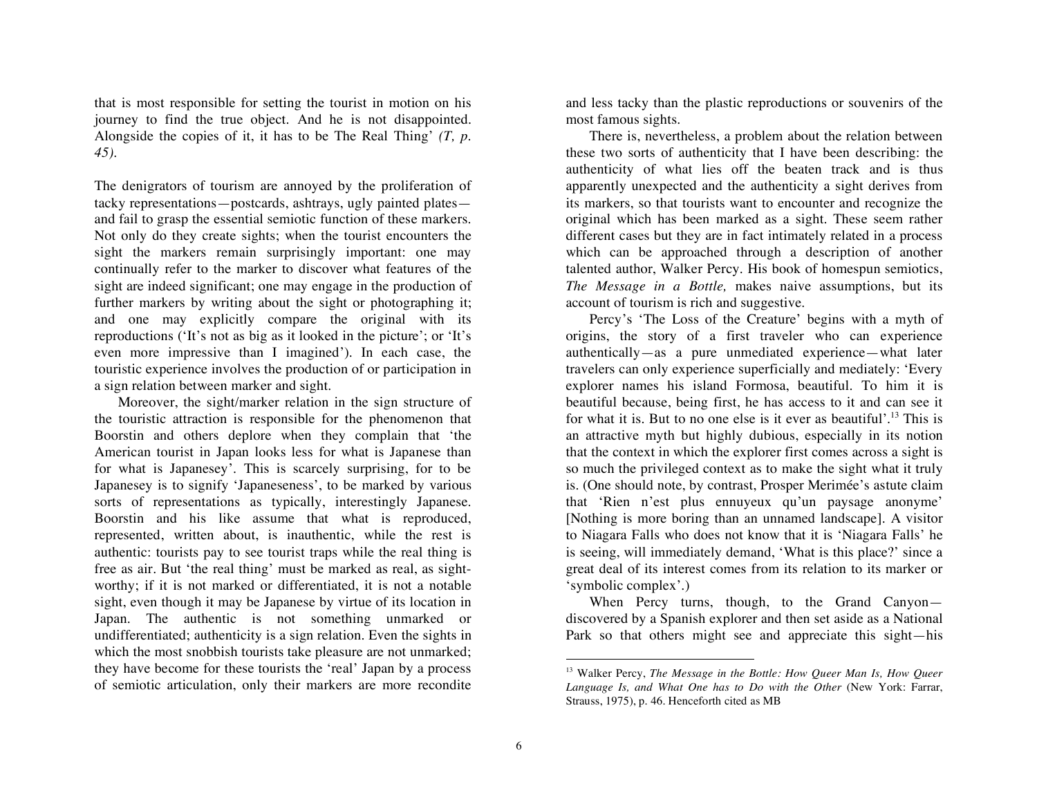that is most responsible for setting the tourist in motion on his journey to find the true object. And he is not disappointed. Alongside the copies of it, it has to be The Real Thing' *(T, p. 45).*

The denigrators of tourism are annoyed by the proliferation of tacky representations—postcards, ashtrays, ugly painted plates—and fail to grasp the essential semiotic function of these markers. Not only do they create sights; when the tourist encounters the sight the markers remain surprisingly important: one may continually refer to the marker to discover what features of the sight are indeed significant; one may engage in the production of further markers by writing about the sight or photographing it; and one may explicitly compare the original with its reproductions ('It's not as big as it looked in the picture'; or 'It's even more impressive than I imagined'). In each case, the touristic experience involves the production of or participation in a sign relation between marker and sight.

Moreover, the sight/marker relation in the sign structure of the touristic attraction is responsible for the phenomenon that Boorstin and others deplore when they complain that 'the American tourist in Japan looks less for what is Japanese than for what is Japanesey'. This is scarcely surprising, for to be Japanesey is to signify 'Japaneseness', to be marked by various sorts of representations as typically, interestingly Japanese. Boorstin and his like assume that what is reproduced, represented, written about, is inauthentic, while the rest is authentic: tourists pay to see tourist traps while the real thing is free as air. But 'the real thing' must be marked as real, as sight-worthy; if it is not marked or differentiated, it is not a notable sight, even though it may be Japanese by virtue of its location in Japan. The authentic is not something unmarked or undifferentiated; authenticity is a sign relation. Even the sights in which the most snobbish tourists take pleasure are not unmarked; they have become for these tourists the 'real' Japan by a process of semiotic articulation, only their markers are more recondite and less tacky than the plastic reproductions or souvenirs of the most famous sights.

There is, nevertheless, a problem about the relation between these two sorts of authenticity that I have been describing: the authenticity of what lies off the beaten track and is thus apparently unexpected and the authenticity a sight derives from its markers, so that tourists want to encounter and recognize the original which has been marked as a sight. These seem rather different cases but they are in fact intimately related in a process which can be approached through a description of another talented author, Walker Percy. His book of homespun semiotics, *The Message in a Bottle,* makes naive assumptions, but its account of tourism is rich and suggestive.

Percy's 'The Loss of the Creature' begins with a myth of origins, the story of a first traveler who can experience authentically—as a pure unmediated experience—what later travelers can only experience superficially and mediately: 'Every explorer names his island Formosa, beautiful. To him it is beautiful because, being first, he has access to it and can see it for what it is. But to no one else is it ever as beautiful'.[13] This is an attractive myth but highly dubious, especially in its notion that the context in which the explorer first comes across a sight is so much the privileged context as to make the sight what it truly is. (One should note, by contrast, Prosper Merimée's astute claim that 'Rien n'est plus ennuyeux qu'un paysage anonyme' [Nothing is more boring than an unnamed landscape]. A visitor to Niagara Falls who does not know that it is 'Niagara Falls' he is seeing, will immediately demand, 'What is this place?' since a great deal of its interest comes from its relation to its marker or 'symbolic complex'.)

When Percy turns, though, to the Grand Canyon—discovered by a Spanish explorer and then set aside as a National Park so that others might see and appreciate this sight—his

---

[13] Walker Percy, *The Message in the Bottle: How Queer Man Is, How Queer Language Is, and What One has to Do with the Other* (New York: Farrar, Strauss, 1975), p. 46. Henceforth cited as MB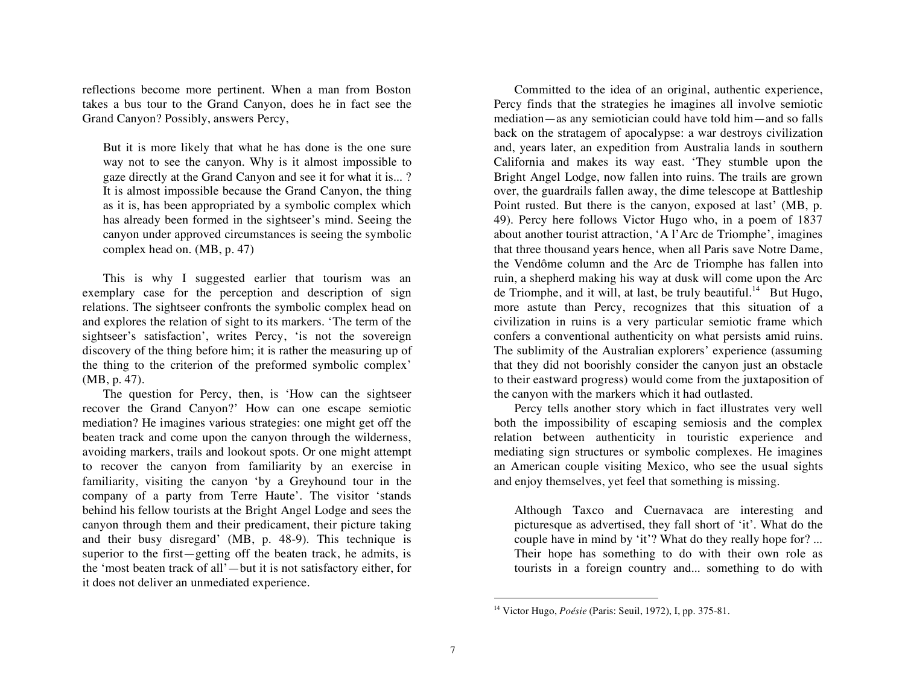reflections become more pertinent. When a man from Boston takes a bus tour to the Grand Canyon, does he in fact see the Grand Canyon? Possibly, answers Percy,

> But it is more likely that what he has done is the one sure way not to see the canyon. Why is it almost impossible to gaze directly at the Grand Canyon and see it for what it is... ? It is almost impossible because the Grand Canyon, the thing as it is, has been appropriated by a symbolic complex which has already been formed in the sightseer's mind. Seeing the canyon under approved circumstances is seeing the symbolic complex head on. (MB, p. 47)

This is why I suggested earlier that tourism was an exemplary case for the perception and description of sign relations. The sightseer confronts the symbolic complex head on and explores the relation of sight to its markers. 'The term of the sightseer's satisfaction', writes Percy, 'is not the sovereign discovery of the thing before him; it is rather the measuring up of the thing to the criterion of the preformed symbolic complex' (MB, p. 47).

The question for Percy, then, is 'How can the sightseer recover the Grand Canyon?' How can one escape semiotic mediation? He imagines various strategies: one might get off the beaten track and come upon the canyon through the wilderness, avoiding markers, trails and lookout spots. Or one might attempt to recover the canyon from familiarity by an exercise in familiarity, visiting the canyon 'by a Greyhound tour in the company of a party from Terre Haute'. The visitor 'stands behind his fellow tourists at the Bright Angel Lodge and sees the canyon through them and their predicament, their picture taking and their busy disregard' (MB, p. 48-9). This technique is superior to the first—getting off the beaten track, he admits, is the 'most beaten track of all'—but it is not satisfactory either, for it does not deliver an unmediated experience.

Committed to the idea of an original, authentic experience, Percy finds that the strategies he imagines all involve semiotic mediation—as any semiotician could have told him—and so falls back on the stratagem of apocalypse: a war destroys civilization and, years later, an expedition from Australia lands in southern California and makes its way east. 'They stumble upon the Bright Angel Lodge, now fallen into ruins. The trails are grown over, the guardrails fallen away, the dime telescope at Battleship Point rusted. But there is the canyon, exposed at last' (MB, p. 49). Percy here follows Victor Hugo who, in a poem of 1837 about another tourist attraction, 'A l'Arc de Triomphe', imagines that three thousand years hence, when all Paris save Notre Dame, the Vendôme column and the Arc de Triomphe has fallen into ruin, a shepherd making his way at dusk will come upon the Arc de Triomphe, and it will, at last, be truly beautiful.[14] But Hugo, more astute than Percy, recognizes that this situation of a civilization in ruins is a very particular semiotic frame which confers a conventional authenticity on what persists amid ruins. The sublimity of the Australian explorers' experience (assuming that they did not boorishly consider the canyon just an obstacle to their eastward progress) would come from the juxtaposition of the canyon with the markers which it had outlasted.

Percy tells another story which in fact illustrates very well both the impossibility of escaping semiosis and the complex relation between authenticity in touristic experience and mediating sign structures or symbolic complexes. He imagines an American couple visiting Mexico, who see the usual sights and enjoy themselves, yet feel that something is missing.

> Although Taxco and Cuernavaca are interesting and picturesque as advertised, they fall short of 'it'. What do the couple have in mind by 'it'? What do they really hope for? ... Their hope has something to do with their own role as tourists in a foreign country and... something to do with

[14] Victor Hugo, *Poésie* (Paris: Seuil, 1972), I, pp. 375-81.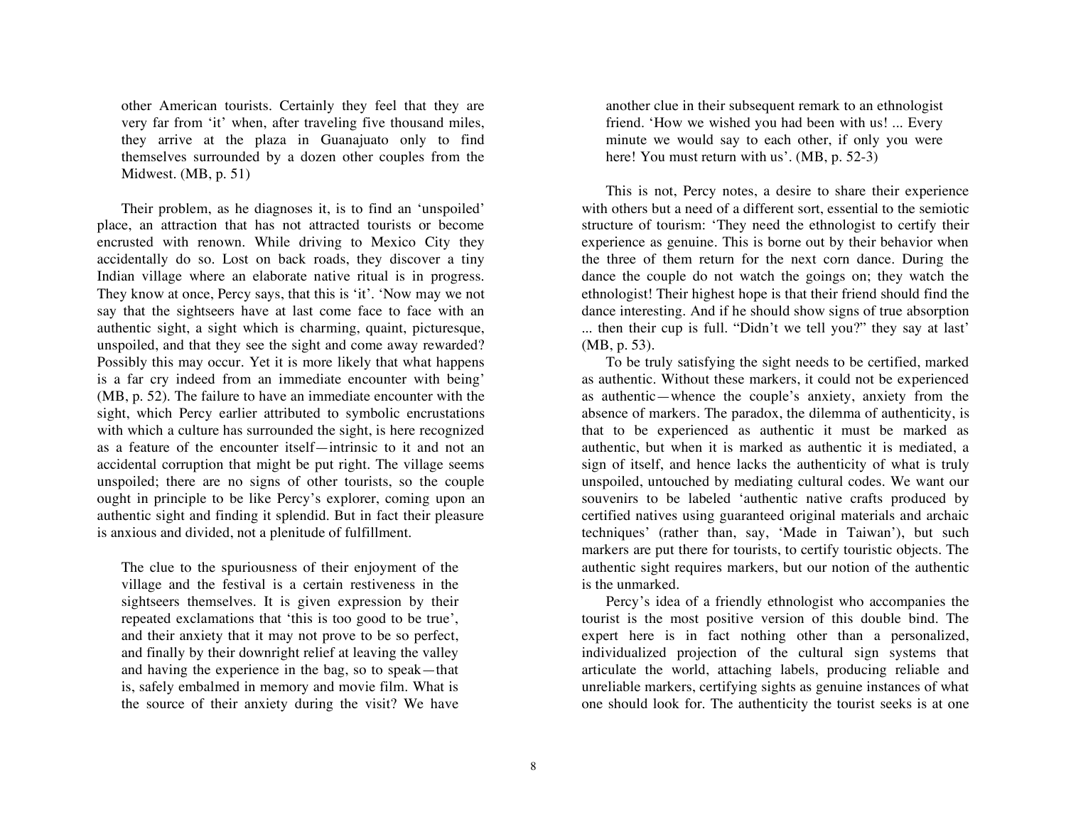> other American tourists. Certainly they feel that they are very far from 'it' when, after traveling five thousand miles, they arrive at the plaza in Guanajuato only to find themselves surrounded by a dozen other couples from the Midwest. (MB, p. 51)

Their problem, as he diagnoses it, is to find an 'unspoiled' place, an attraction that has not attracted tourists or become encrusted with renown. While driving to Mexico City they accidentally do so. Lost on back roads, they discover a tiny Indian village where an elaborate native ritual is in progress. They know at once, Percy says, that this is 'it'. 'Now may we not say that the sightseers have at last come face to face with an authentic sight, a sight which is charming, quaint, picturesque, unspoiled, and that they see the sight and come away rewarded? Possibly this may occur. Yet it is more likely that what happens is a far cry indeed from an immediate encounter with being' (MB, p. 52). The failure to have an immediate encounter with the sight, which Percy earlier attributed to symbolic encrustations with which a culture has surrounded the sight, is here recognized as a feature of the encounter itself—intrinsic to it and not an accidental corruption that might be put right. The village seems unspoiled; there are no signs of other tourists, so the couple ought in principle to be like Percy's explorer, coming upon an authentic sight and finding it splendid. But in fact their pleasure is anxious and divided, not a plenitude of fulfillment.

> The clue to the spuriousness of their enjoyment of the village and the festival is a certain restiveness in the sightseers themselves. It is given expression by their repeated exclamations that 'this is too good to be true', and their anxiety that it may not prove to be so perfect, and finally by their downright relief at leaving the valley and having the experience in the bag, so to speak—that is, safely embalmed in memory and movie film. What is the source of their anxiety during the visit? We have another clue in their subsequent remark to an ethnologist friend. 'How we wished you had been with us! ... Every minute we would say to each other, if only you were here! You must return with us'. (MB, p. 52-3)

This is not, Percy notes, a desire to share their experience with others but a need of a different sort, essential to the semiotic structure of tourism: 'They need the ethnologist to certify their experience as genuine. This is borne out by their behavior when the three of them return for the next corn dance. During the dance the couple do not watch the goings on; they watch the ethnologist! Their highest hope is that their friend should find the dance interesting. And if he should show signs of true absorption ... then their cup is full. "Didn't we tell you?" they say at last' (MB, p. 53).

To be truly satisfying the sight needs to be certified, marked as authentic. Without these markers, it could not be experienced as authentic—whence the couple's anxiety, anxiety from the absence of markers. The paradox, the dilemma of authenticity, is that to be experienced as authentic it must be marked as authentic, but when it is marked as authentic it is mediated, a sign of itself, and hence lacks the authenticity of what is truly unspoiled, untouched by mediating cultural codes. We want our souvenirs to be labeled 'authentic native crafts produced by certified natives using guaranteed original materials and archaic techniques' (rather than, say, 'Made in Taiwan'), but such markers are put there for tourists, to certify touristic objects. The authentic sight requires markers, but our notion of the authentic is the unmarked.

Percy's idea of a friendly ethnologist who accompanies the tourist is the most positive version of this double bind. The expert here is in fact nothing other than a personalized, individualized projection of the cultural sign systems that articulate the world, attaching labels, producing reliable and unreliable markers, certifying sights as genuine instances of what one should look for. The authenticity the tourist seeks is at one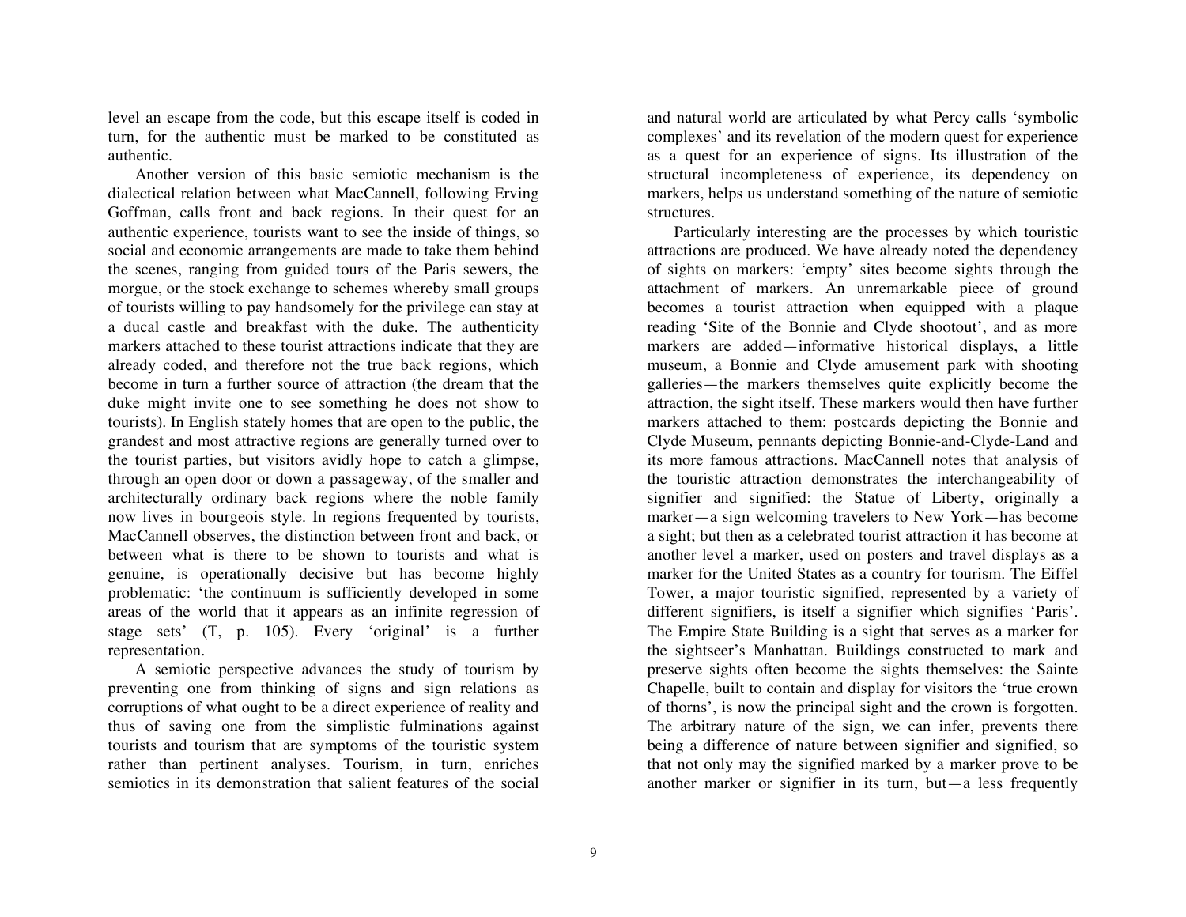level an escape from the code, but this escape itself is coded in turn, for the authentic must be marked to be constituted as authentic.

Another version of this basic semiotic mechanism is the dialectical relation between what MacCannell, following Erving Goffman, calls front and back regions. In their quest for an authentic experience, tourists want to see the inside of things, so social and economic arrangements are made to take them behind the scenes, ranging from guided tours of the Paris sewers, the morgue, or the stock exchange to schemes whereby small groups of tourists willing to pay handsomely for the privilege can stay at a ducal castle and breakfast with the duke. The authenticity markers attached to these tourist attractions indicate that they are already coded, and therefore not the true back regions, which become in turn a further source of attraction (the dream that the duke might invite one to see something he does not show to tourists). In English stately homes that are open to the public, the grandest and most attractive regions are generally turned over to the tourist parties, but visitors avidly hope to catch a glimpse, through an open door or down a passageway, of the smaller and architecturally ordinary back regions where the noble family now lives in bourgeois style. In regions frequented by tourists, MacCannell observes, the distinction between front and back, or between what is there to be shown to tourists and what is genuine, is operationally decisive but has become highly problematic: 'the continuum is sufficiently developed in some areas of the world that it appears as an infinite regression of stage sets' (T, p. 105). Every 'original' is a further representation.

A semiotic perspective advances the study of tourism by preventing one from thinking of signs and sign relations as corruptions of what ought to be a direct experience of reality and thus of saving one from the simplistic fulminations against tourists and tourism that are symptoms of the touristic system rather than pertinent analyses. Tourism, in turn, enriches semiotics in its demonstration that salient features of the social and natural world are articulated by what Percy calls 'symbolic complexes' and its revelation of the modern quest for experience as a quest for an experience of signs. Its illustration of the structural incompleteness of experience, its dependency on markers, helps us understand something of the nature of semiotic structures.

Particularly interesting are the processes by which touristic attractions are produced. We have already noted the dependency of sights on markers: 'empty' sites become sights through the attachment of markers. An unremarkable piece of ground becomes a tourist attraction when equipped with a plaque reading 'Site of the Bonnie and Clyde shootout', and as more markers are added—informative historical displays, a little museum, a Bonnie and Clyde amusement park with shooting galleries—the markers themselves quite explicitly become the attraction, the sight itself. These markers would then have further markers attached to them: postcards depicting the Bonnie and Clyde Museum, pennants depicting Bonnie-and-Clyde-Land and its more famous attractions. MacCannell notes that analysis of the touristic attraction demonstrates the interchangeability of signifier and signified: the Statue of Liberty, originally a marker—a sign welcoming travelers to New York—has become a sight; but then as a celebrated tourist attraction it has become at another level a marker, used on posters and travel displays as a marker for the United States as a country for tourism. The Eiffel Tower, a major touristic signified, represented by a variety of different signifiers, is itself a signifier which signifies 'Paris'. The Empire State Building is a sight that serves as a marker for the sightseer's Manhattan. Buildings constructed to mark and preserve sights often become the sights themselves: the Sainte Chapelle, built to contain and display for visitors the 'true crown of thorns', is now the principal sight and the crown is forgotten. The arbitrary nature of the sign, we can infer, prevents there being a difference of nature between signifier and signified, so that not only may the signified marked by a marker prove to be another marker or signifier in its turn, but—a less frequently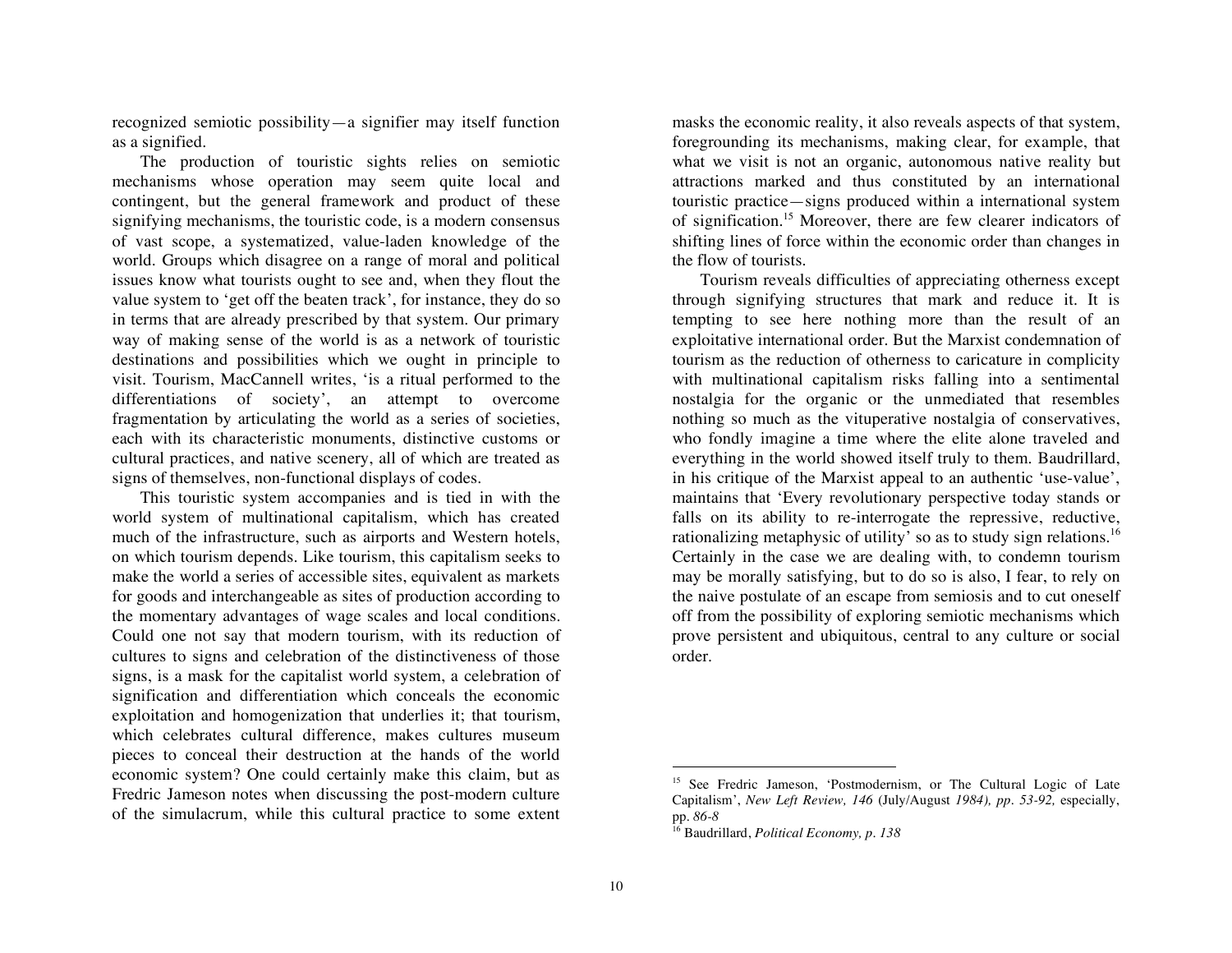recognized semiotic possibility—a signifier may itself function as a signified.

The production of touristic sights relies on semiotic mechanisms whose operation may seem quite local and contingent, but the general framework and product of these signifying mechanisms, the touristic code, is a modern consensus of vast scope, a systematized, value-laden knowledge of the world. Groups which disagree on a range of moral and political issues know what tourists ought to see and, when they flout the value system to 'get off the beaten track', for instance, they do so in terms that are already prescribed by that system. Our primary way of making sense of the world is as a network of touristic destinations and possibilities which we ought in principle to visit. Tourism, MacCannell writes, 'is a ritual performed to the differentiations of society', an attempt to overcome fragmentation by articulating the world as a series of societies, each with its characteristic monuments, distinctive customs or cultural practices, and native scenery, all of which are treated as signs of themselves, non-functional displays of codes.

This touristic system accompanies and is tied in with the world system of multinational capitalism, which has created much of the infrastructure, such as airports and Western hotels, on which tourism depends. Like tourism, this capitalism seeks to make the world a series of accessible sites, equivalent as markets for goods and interchangeable as sites of production according to the momentary advantages of wage scales and local conditions. Could one not say that modern tourism, with its reduction of cultures to signs and celebration of the distinctiveness of those signs, is a mask for the capitalist world system, a celebration of signification and differentiation which conceals the economic exploitation and homogenization that underlies it; that tourism, which celebrates cultural difference, makes cultures museum pieces to conceal their destruction at the hands of the world economic system? One could certainly make this claim, but as Fredric Jameson notes when discussing the post-modern culture of the simulacrum, while this cultural practice to some extent masks the economic reality, it also reveals aspects of that system, foregrounding its mechanisms, making clear, for example, that what we visit is not an organic, autonomous native reality but attractions marked and thus constituted by an international touristic practice—signs produced within a international system of signification.[15] Moreover, there are few clearer indicators of shifting lines of force within the economic order than changes in the flow of tourists.

Tourism reveals difficulties of appreciating otherness except through signifying structures that mark and reduce it. It is tempting to see here nothing more than the result of an exploitative international order. But the Marxist condemnation of tourism as the reduction of otherness to caricature in complicity with multinational capitalism risks falling into a sentimental nostalgia for the organic or the unmediated that resembles nothing so much as the vituperative nostalgia of conservatives, who fondly imagine a time where the elite alone traveled and everything in the world showed itself truly to them. Baudrillard, in his critique of the Marxist appeal to an authentic 'use-value', maintains that 'Every revolutionary perspective today stands or falls on its ability to re-interrogate the repressive, reductive, rationalizing metaphysic of utility' so as to study sign relations.[16] Certainly in the case we are dealing with, to condemn tourism may be morally satisfying, but to do so is also, I fear, to rely on the naive postulate of an escape from semiosis and to cut oneself off from the possibility of exploring semiotic mechanisms which prove persistent and ubiquitous, central to any culture or social order.

---

[15] See Fredric Jameson, 'Postmodernism, or The Cultural Logic of Late Capitalism', *New Left Review, 146* (July/August *1984), pp. 53-92,* especially, pp. *86-8*

[16] Baudrillard, *Political Economy, p. 138*